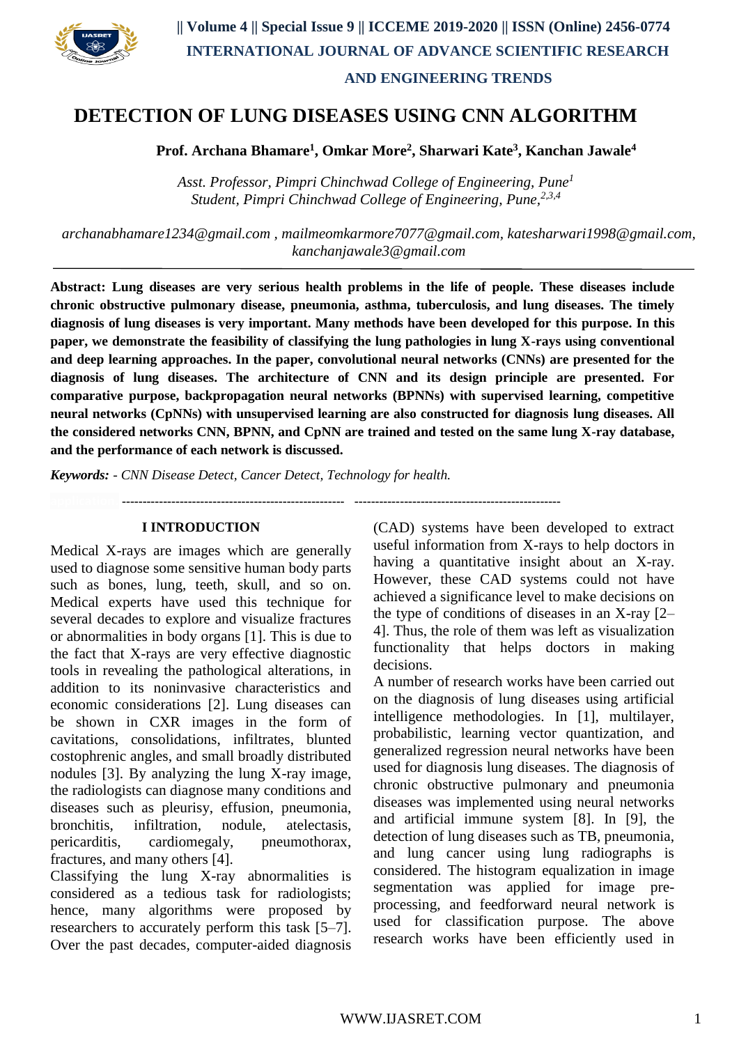# DETECTION OF LUNG DISEASES USING CNN ALGORITHM

**Prof. Archana Bhamare[1], Omkar More[2], Sharwari Kate[3], Kanchan Jawale[4]**

*Asst. Professor, Pimpri Chinchwad College of Engineering, Pune[1]*
*Student, Pimpri Chinchwad College of Engineering, Pune,[2,3,4]*

*archanabhamare1234@gmail.com , mailmeomkarmore7077@gmail.com, katesharwari1998@gmail.com, kanchanjawale3@gmail.com*

---

**Abstract: Lung diseases are very serious health problems in the life of people. These diseases include chronic obstructive pulmonary disease, pneumonia, asthma, tuberculosis, and lung diseases. The timely diagnosis of lung diseases is very important. Many methods have been developed for this purpose. In this paper, we demonstrate the feasibility of classifying the lung pathologies in lung X-rays using conventional and deep learning approaches. In the paper, convolutional neural networks (CNNs) are presented for the diagnosis of lung diseases. The architecture of CNN and its design principle are presented. For comparative purpose, backpropagation neural networks (BPNNs) with supervised learning, competitive neural networks (CpNNs) with unsupervised learning are also constructed for diagnosis lung diseases. All the considered networks CNN, BPNN, and CpNN are trained and tested on the same lung X-ray database, and the performance of each network is discussed.**

***Keywords:** - CNN Disease Detect, Cancer Detect, Technology for health.*

## I INTRODUCTION

Medical X-rays are images which are generally used to diagnose some sensitive human body parts such as bones, lung, teeth, skull, and so on. Medical experts have used this technique for several decades to explore and visualize fractures or abnormalities in body organs [1]. This is due to the fact that X-rays are very effective diagnostic tools in revealing the pathological alterations, in addition to its noninvasive characteristics and economic considerations [2]. Lung diseases can be shown in CXR images in the form of cavitations, consolidations, infiltrates, blunted costophrenic angles, and small broadly distributed nodules [3]. By analyzing the lung X-ray image, the radiologists can diagnose many conditions and diseases such as pleurisy, effusion, pneumonia, bronchitis, infiltration, nodule, atelectasis, pericarditis, cardiomegaly, pneumothorax, fractures, and many others [4].

Classifying the lung X-ray abnormalities is considered as a tedious task for radiologists; hence, many algorithms were proposed by researchers to accurately perform this task [5–7]. Over the past decades, computer-aided diagnosis (CAD) systems have been developed to extract useful information from X-rays to help doctors in having a quantitative insight about an X-ray. However, these CAD systems could not have achieved a significance level to make decisions on the type of conditions of diseases in an X-ray [2–4]. Thus, the role of them was left as visualization functionality that helps doctors in making decisions.

A number of research works have been carried out on the diagnosis of lung diseases using artificial intelligence methodologies. In [1], multilayer, probabilistic, learning vector quantization, and generalized regression neural networks have been used for diagnosis lung diseases. The diagnosis of chronic obstructive pulmonary and pneumonia diseases was implemented using neural networks and artificial immune system [8]. In [9], the detection of lung diseases such as TB, pneumonia, and lung cancer using lung radiographs is considered. The histogram equalization in image segmentation was applied for image pre-processing, and feedforward neural network is used for classification purpose. The above research works have been efficiently used in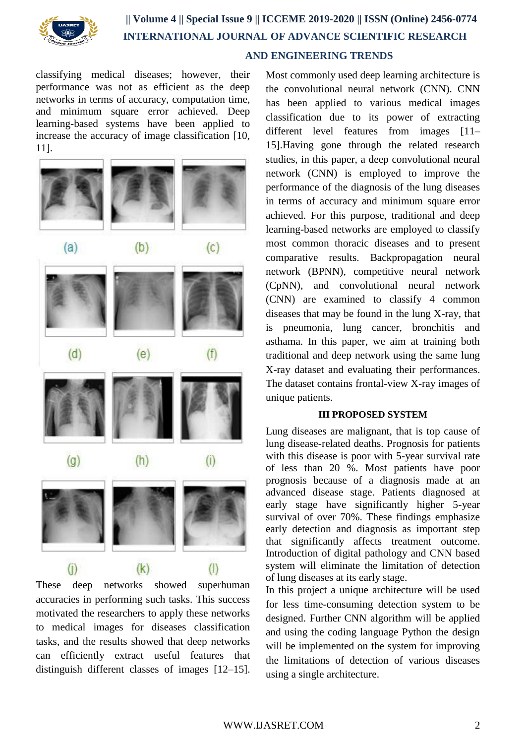classifying medical diseases; however, their performance was not as efficient as the deep networks in terms of accuracy, computation time, and minimum square error achieved. Deep learning-based systems have been applied to increase the accuracy of image classification [10, 11].

(a) (b) (c)

(d) (e) (f)

(g) (h) (i)

(j) (k) (l)

These deep networks showed superhuman accuracies in performing such tasks. This success motivated the researchers to apply these networks to medical images for diseases classification tasks, and the results showed that deep networks can efficiently extract useful features that distinguish different classes of images [12–15]. Most commonly used deep learning architecture is the convolutional neural network (CNN). CNN has been applied to various medical images classification due to its power of extracting different level features from images [11–15].Having gone through the related research studies, in this paper, a deep convolutional neural network (CNN) is employed to improve the performance of the diagnosis of the lung diseases in terms of accuracy and minimum square error achieved. For this purpose, traditional and deep learning-based networks are employed to classify most common thoracic diseases and to present comparative results. Backpropagation neural network (BPNN), competitive neural network (CpNN), and convolutional neural network (CNN) are examined to classify 4 common diseases that may be found in the lung X-ray, that is pneumonia, lung cancer, bronchitis and asthama. In this paper, we aim at training both traditional and deep network using the same lung X-ray dataset and evaluating their performances. The dataset contains frontal-view X-ray images of unique patients.

## III PROPOSED SYSTEM

Lung diseases are malignant, that is top cause of lung disease-related deaths. Prognosis for patients with this disease is poor with 5-year survival rate of less than 20 %. Most patients have poor prognosis because of a diagnosis made at an advanced disease stage. Patients diagnosed at early stage have significantly higher 5-year survival of over 70%. These findings emphasize early detection and diagnosis as important step that significantly affects treatment outcome. Introduction of digital pathology and CNN based system will eliminate the limitation of detection of lung diseases at its early stage.

In this project a unique architecture will be used for less time-consuming detection system to be designed. Further CNN algorithm will be applied and using the coding language Python the design will be implemented on the system for improving the limitations of detection of various diseases using a single architecture.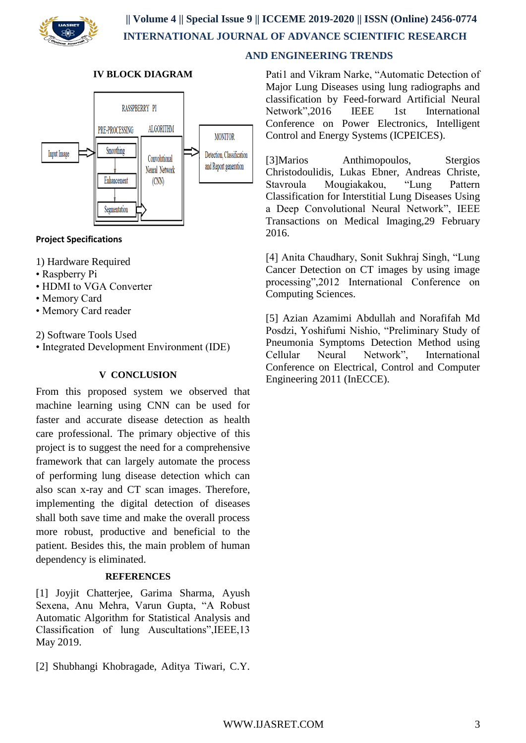## IV BLOCK DIAGRAM

RASPBERRY PI

PRE-PROCESSING

ALGORITHM

Input Image

Smoothing

Enhancement

Segmentation

Convolutional Neural Network (CNN)

MONITOR

Detection, Classification and Report generation

**Project Specifications**

1) Hardware Required

- Raspberry Pi
- HDMI to VGA Converter
- Memory Card
- Memory Card reader

2) Software Tools Used

- Integrated Development Environment (IDE)

## V CONCLUSION

From this proposed system we observed that machine learning using CNN can be used for faster and accurate disease detection as health care professional. The primary objective of this project is to suggest the need for a comprehensive framework that can largely automate the process of performing lung disease detection which can also scan x-ray and CT scan images. Therefore, implementing the digital detection of diseases shall both save time and make the overall process more robust, productive and beneficial to the patient. Besides this, the main problem of human dependency is eliminated.

## REFERENCES

[1] Joyjit Chatterjee, Garima Sharma, Ayush Sexena, Anu Mehra, Varun Gupta, "A Robust Automatic Algorithm for Statistical Analysis and Classification of lung Auscultations",IEEE,13 May 2019.

[2] Shubhangi Khobragade, Aditya Tiwari, C.Y. Pati1 and Vikram Narke, "Automatic Detection of Major Lung Diseases using lung radiographs and classification by Feed-forward Artificial Neural Network",2016 IEEE 1st International Conference on Power Electronics, Intelligent Control and Energy Systems (ICPEICES).

[3]Marios Anthimopoulos, Stergios Christodoulidis, Lukas Ebner, Andreas Christe, Stavroula Mougiakakou, "Lung Pattern Classification for Interstitial Lung Diseases Using a Deep Convolutional Neural Network", IEEE Transactions on Medical Imaging,29 February 2016.

[4] Anita Chaudhary, Sonit Sukhraj Singh, "Lung Cancer Detection on CT images by using image processing",2012 International Conference on Computing Sciences.

[5] Azian Azamimi Abdullah and Norafifah Md Posdzi, Yoshifumi Nishio, "Preliminary Study of Pneumonia Symptoms Detection Method using Cellular Neural Network", International Conference on Electrical, Control and Computer Engineering 2011 (InECCE).